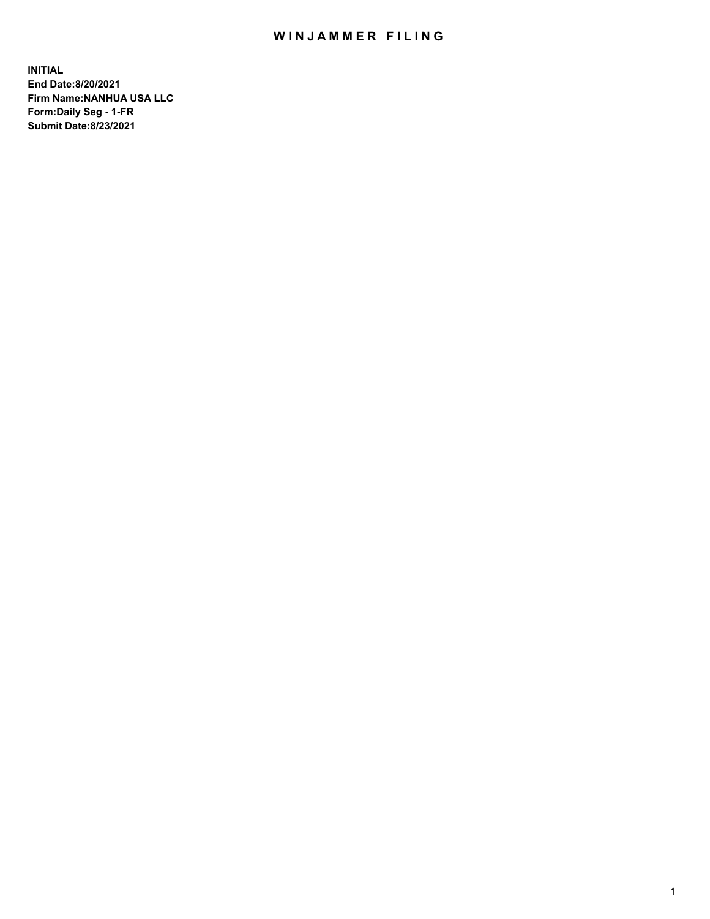# WINJAMMER FILING

**INITIAL**
**End Date:8/20/2021**
**Firm Name:NANHUA USA LLC**
**Form:Daily Seg - 1-FR**
**Submit Date:8/23/2021**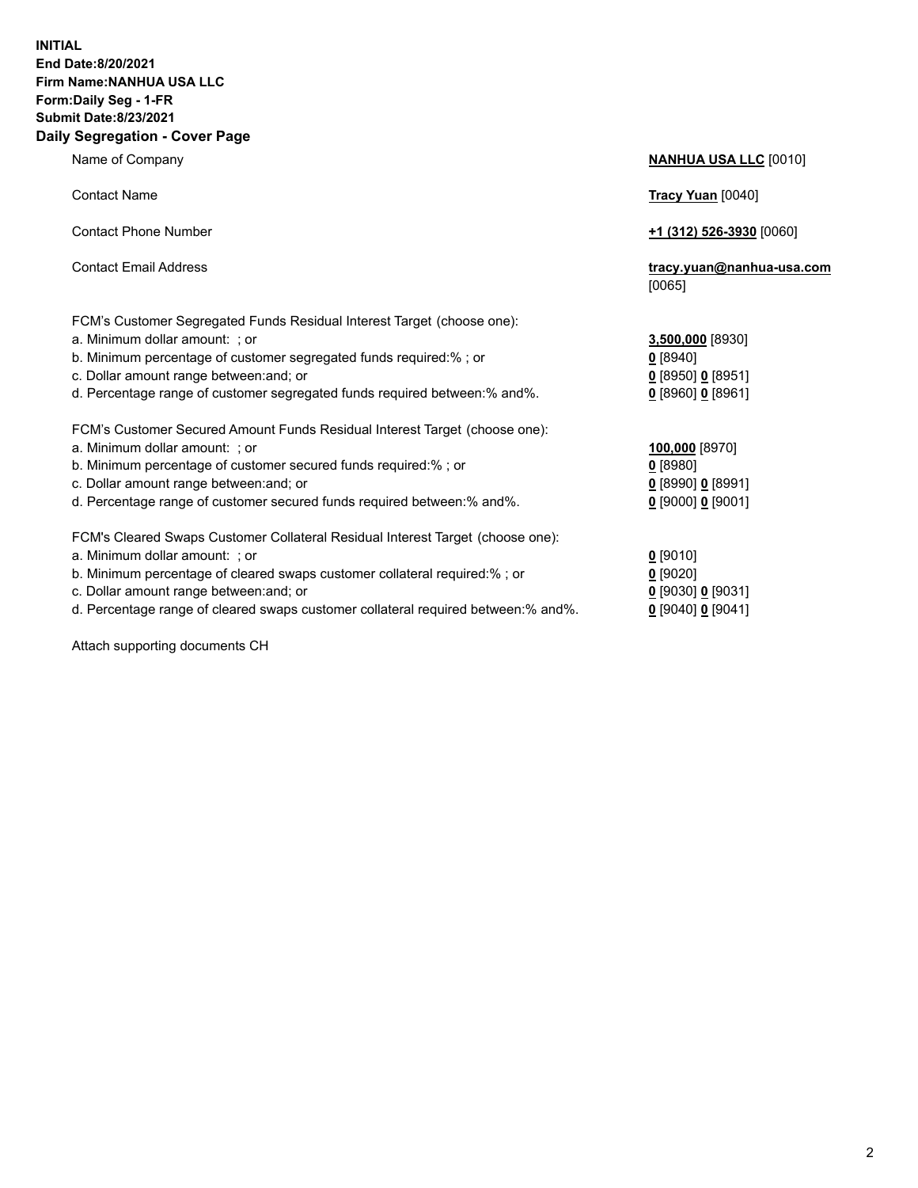**INITIAL**
**End Date:8/20/2021**
**Firm Name:NANHUA USA LLC**
**Form:Daily Seg - 1-FR**
**Submit Date:8/23/2021**

## Daily Segregation - Cover Page

| | |
|---|---|
| Name of Company | **NANHUA USA LLC** [0010] |
| Contact Name | **Tracy Yuan** [0040] |
| Contact Phone Number | **+1 (312) 526-3930** [0060] |
| Contact Email Address | **tracy.yuan@nanhua-usa.com** [0065] |
| FCM's Customer Segregated Funds Residual Interest Target (choose one): | |
| a. Minimum dollar amount: ; or | **3,500,000** [8930] |
| b. Minimum percentage of customer segregated funds required:% ; or | **0** [8940] |
| c. Dollar amount range between:and; or | **0** [8950] **0** [8951] |
| d. Percentage range of customer segregated funds required between:% and%. | **0** [8960] **0** [8961] |
| FCM's Customer Secured Amount Funds Residual Interest Target (choose one): | |
| a. Minimum dollar amount: ; or | **100,000** [8970] |
| b. Minimum percentage of customer secured funds required:% ; or | **0** [8980] |
| c. Dollar amount range between:and; or | **0** [8990] **0** [8991] |
| d. Percentage range of customer secured funds required between:% and%. | **0** [9000] **0** [9001] |
| FCM's Cleared Swaps Customer Collateral Residual Interest Target (choose one): | |
| a. Minimum dollar amount: ; or | **0** [9010] |
| b. Minimum percentage of cleared swaps customer collateral required:% ; or | **0** [9020] |
| c. Dollar amount range between:and; or | **0** [9030] **0** [9031] |
| d. Percentage range of cleared swaps customer collateral required between:% and%. | **0** [9040] **0** [9041] |

Attach supporting documents CH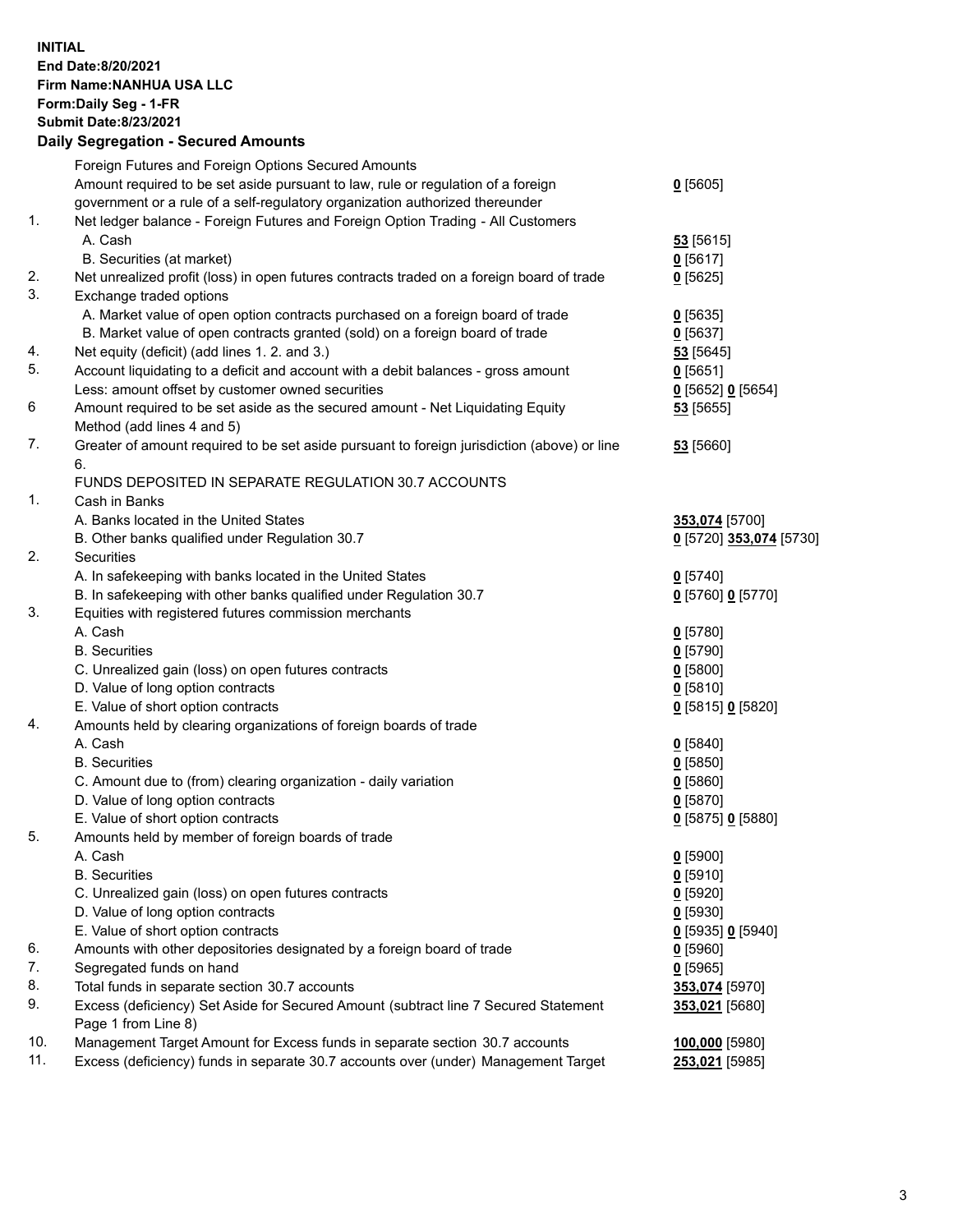**INITIAL**
**End Date:8/20/2021**
**Firm Name:NANHUA USA LLC**
**Form:Daily Seg - 1-FR**
**Submit Date:8/23/2021**

### Daily Segregation - Secured Amounts

| | | |
|---|---|---|
| | Foreign Futures and Foreign Options Secured Amounts | |
| | Amount required to be set aside pursuant to law, rule or regulation of a foreign government or a rule of a self-regulatory organization authorized thereunder | **0** [5605] |
| 1. | Net ledger balance - Foreign Futures and Foreign Option Trading - All Customers | |
| | A. Cash | **53** [5615] |
| | B. Securities (at market) | **0** [5617] |
| 2. | Net unrealized profit (loss) in open futures contracts traded on a foreign board of trade | **0** [5625] |
| 3. | Exchange traded options | |
| | A. Market value of open option contracts purchased on a foreign board of trade | **0** [5635] |
| | B. Market value of open contracts granted (sold) on a foreign board of trade | **0** [5637] |
| 4. | Net equity (deficit) (add lines 1. 2. and 3.) | **53** [5645] |
| 5. | Account liquidating to a deficit and account with a debit balances - gross amount | **0** [5651] |
| | Less: amount offset by customer owned securities | **0** [5652] **0** [5654] |
| 6 | Amount required to be set aside as the secured amount - Net Liquidating Equity Method (add lines 4 and 5) | **53** [5655] |
| 7. | Greater of amount required to be set aside pursuant to foreign jurisdiction (above) or line 6. | **53** [5660] |
| | FUNDS DEPOSITED IN SEPARATE REGULATION 30.7 ACCOUNTS | |
| 1. | Cash in Banks | |
| | A. Banks located in the United States | **353,074** [5700] |
| | B. Other banks qualified under Regulation 30.7 | **0** [5720] **353,074** [5730] |
| 2. | Securities | |
| | A. In safekeeping with banks located in the United States | **0** [5740] |
| | B. In safekeeping with other banks qualified under Regulation 30.7 | **0** [5760] **0** [5770] |
| 3. | Equities with registered futures commission merchants | |
| | A. Cash | **0** [5780] |
| | B. Securities | **0** [5790] |
| | C. Unrealized gain (loss) on open futures contracts | **0** [5800] |
| | D. Value of long option contracts | **0** [5810] |
| | E. Value of short option contracts | **0** [5815] **0** [5820] |
| 4. | Amounts held by clearing organizations of foreign boards of trade | |
| | A. Cash | **0** [5840] |
| | B. Securities | **0** [5850] |
| | C. Amount due to (from) clearing organization - daily variation | **0** [5860] |
| | D. Value of long option contracts | **0** [5870] |
| | E. Value of short option contracts | **0** [5875] **0** [5880] |
| 5. | Amounts held by member of foreign boards of trade | |
| | A. Cash | **0** [5900] |
| | B. Securities | **0** [5910] |
| | C. Unrealized gain (loss) on open futures contracts | **0** [5920] |
| | D. Value of long option contracts | **0** [5930] |
| | E. Value of short option contracts | **0** [5935] **0** [5940] |
| 6. | Amounts with other depositories designated by a foreign board of trade | **0** [5960] |
| 7. | Segregated funds on hand | **0** [5965] |
| 8. | Total funds in separate section 30.7 accounts | **353,074** [5970] |
| 9. | Excess (deficiency) Set Aside for Secured Amount (subtract line 7 Secured Statement Page 1 from Line 8) | **353,021** [5680] |
| 10. | Management Target Amount for Excess funds in separate section 30.7 accounts | **100,000** [5980] |
| 11. | Excess (deficiency) funds in separate 30.7 accounts over (under) Management Target | **253,021** [5985] |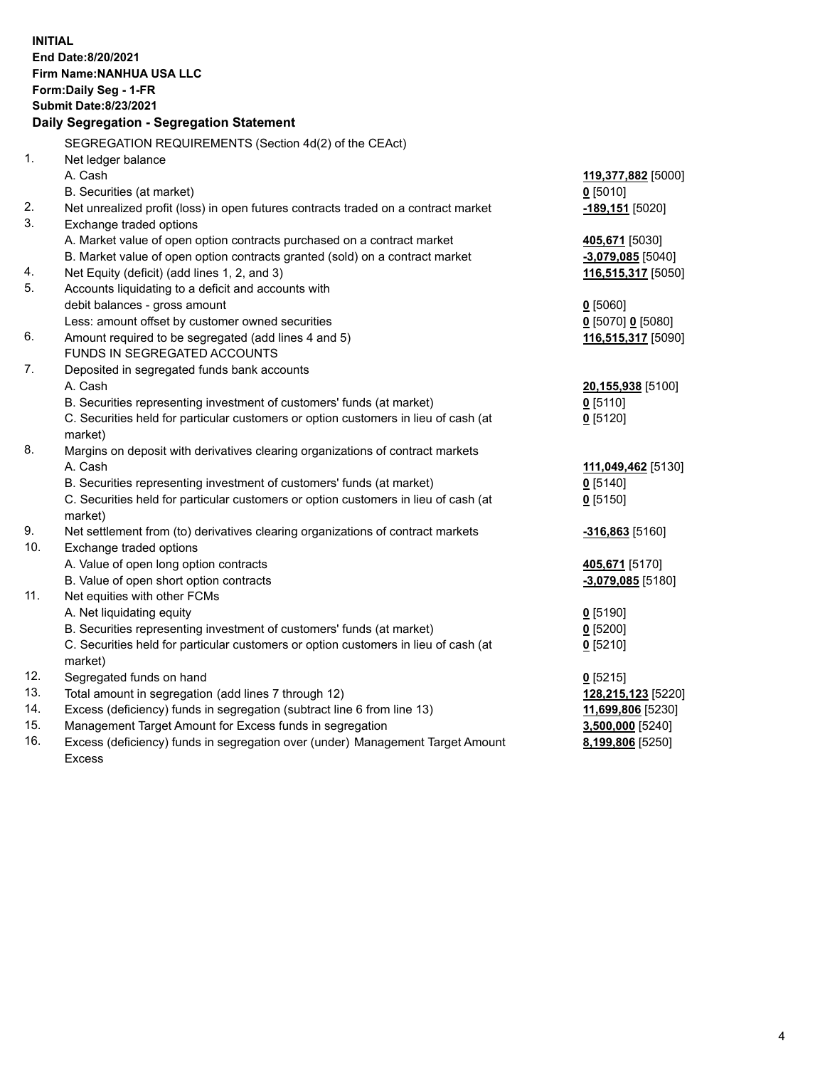**INITIAL**
**End Date:8/20/2021**
**Firm Name:NANHUA USA LLC**
**Form:Daily Seg - 1-FR**
**Submit Date:8/23/2021**

## Daily Segregation - Segregation Statement

| | | |
|---|---|---|
| | SEGREGATION REQUIREMENTS (Section 4d(2) of the CEAct) | |
| 1. | Net ledger balance | |
| | A. Cash | **119,377,882** [5000] |
| | B. Securities (at market) | **0** [5010] |
| 2. | Net unrealized profit (loss) in open futures contracts traded on a contract market | **-189,151** [5020] |
| 3. | Exchange traded options | |
| | A. Market value of open option contracts purchased on a contract market | **405,671** [5030] |
| | B. Market value of open option contracts granted (sold) on a contract market | **-3,079,085** [5040] |
| 4. | Net Equity (deficit) (add lines 1, 2, and 3) | **116,515,317** [5050] |
| 5. | Accounts liquidating to a deficit and accounts with debit balances - gross amount | **0** [5060] |
| | Less: amount offset by customer owned securities | **0** [5070] **0** [5080] |
| 6. | Amount required to be segregated (add lines 4 and 5) | **116,515,317** [5090] |
| | FUNDS IN SEGREGATED ACCOUNTS | |
| 7. | Deposited in segregated funds bank accounts | |
| | A. Cash | **20,155,938** [5100] |
| | B. Securities representing investment of customers' funds (at market) | **0** [5110] |
| | C. Securities held for particular customers or option customers in lieu of cash (at market) | **0** [5120] |
| 8. | Margins on deposit with derivatives clearing organizations of contract markets | |
| | A. Cash | **111,049,462** [5130] |
| | B. Securities representing investment of customers' funds (at market) | **0** [5140] |
| | C. Securities held for particular customers or option customers in lieu of cash (at market) | **0** [5150] |
| 9. | Net settlement from (to) derivatives clearing organizations of contract markets | **-316,863** [5160] |
| 10. | Exchange traded options | |
| | A. Value of open long option contracts | **405,671** [5170] |
| | B. Value of open short option contracts | **-3,079,085** [5180] |
| 11. | Net equities with other FCMs | |
| | A. Net liquidating equity | **0** [5190] |
| | B. Securities representing investment of customers' funds (at market) | **0** [5200] |
| | C. Securities held for particular customers or option customers in lieu of cash (at market) | **0** [5210] |
| 12. | Segregated funds on hand | **0** [5215] |
| 13. | Total amount in segregation (add lines 7 through 12) | **128,215,123** [5220] |
| 14. | Excess (deficiency) funds in segregation (subtract line 6 from line 13) | **11,699,806** [5230] |
| 15. | Management Target Amount for Excess funds in segregation | **3,500,000** [5240] |
| 16. | Excess (deficiency) funds in segregation over (under) Management Target Amount Excess | **8,199,806** [5250] |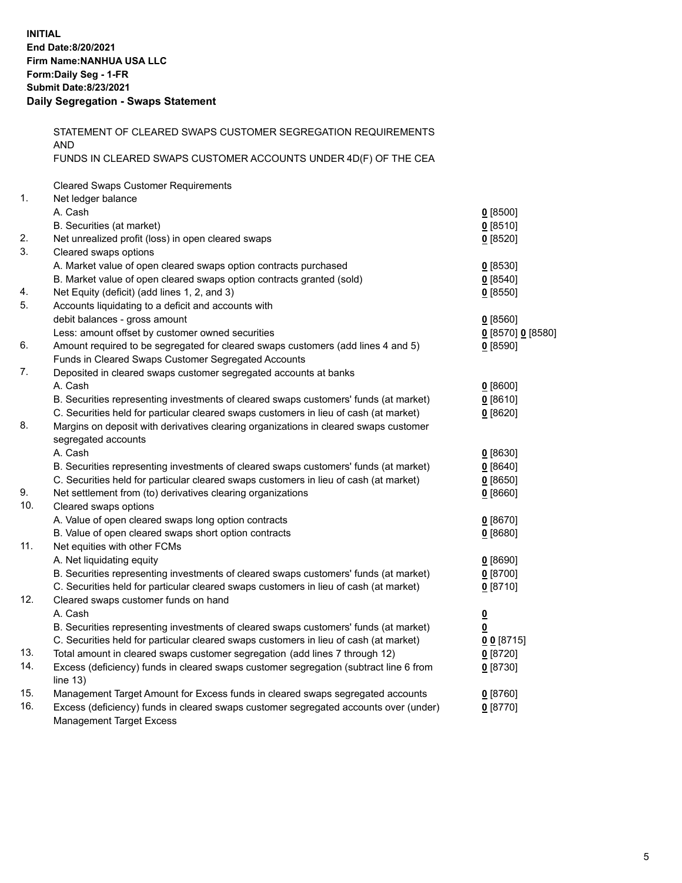**INITIAL**
**End Date:8/20/2021**
**Firm Name:NANHUA USA LLC**
**Form:Daily Seg - 1-FR**
**Submit Date:8/23/2021**
**Daily Segregation - Swaps Statement**

STATEMENT OF CLEARED SWAPS CUSTOMER SEGREGATION REQUIREMENTS AND FUNDS IN CLEARED SWAPS CUSTOMER ACCOUNTS UNDER 4D(F) OF THE CEA

| | | |
|---|---|---|
| | Cleared Swaps Customer Requirements | |
| 1. | Net ledger balance | |
| | A. Cash | 0 [8500] |
| | B. Securities (at market) | 0 [8510] |
| 2. | Net unrealized profit (loss) in open cleared swaps | 0 [8520] |
| 3. | Cleared swaps options | |
| | A. Market value of open cleared swaps option contracts purchased | 0 [8530] |
| | B. Market value of open cleared swaps option contracts granted (sold) | 0 [8540] |
| 4. | Net Equity (deficit) (add lines 1, 2, and 3) | 0 [8550] |
| 5. | Accounts liquidating to a deficit and accounts with debit balances - gross amount | 0 [8560] |
| | Less: amount offset by customer owned securities | 0 [8570] 0 [8580] |
| 6. | Amount required to be segregated for cleared swaps customers (add lines 4 and 5) | 0 [8590] |
| | Funds in Cleared Swaps Customer Segregated Accounts | |
| 7. | Deposited in cleared swaps customer segregated accounts at banks | |
| | A. Cash | 0 [8600] |
| | B. Securities representing investments of cleared swaps customers' funds (at market) | 0 [8610] |
| | C. Securities held for particular cleared swaps customers in lieu of cash (at market) | 0 [8620] |
| 8. | Margins on deposit with derivatives clearing organizations in cleared swaps customer segregated accounts | |
| | A. Cash | 0 [8630] |
| | B. Securities representing investments of cleared swaps customers' funds (at market) | 0 [8640] |
| | C. Securities held for particular cleared swaps customers in lieu of cash (at market) | 0 [8650] |
| 9. | Net settlement from (to) derivatives clearing organizations | 0 [8660] |
| 10. | Cleared swaps options | |
| | A. Value of open cleared swaps long option contracts | 0 [8670] |
| | B. Value of open cleared swaps short option contracts | 0 [8680] |
| 11. | Net equities with other FCMs | |
| | A. Net liquidating equity | 0 [8690] |
| | B. Securities representing investments of cleared swaps customers' funds (at market) | 0 [8700] |
| | C. Securities held for particular cleared swaps customers in lieu of cash (at market) | 0 [8710] |
| 12. | Cleared swaps customer funds on hand | |
| | A. Cash | 0 |
| | B. Securities representing investments of cleared swaps customers' funds (at market) | 0 |
| | C. Securities held for particular cleared swaps customers in lieu of cash (at market) | 0 0 [8715] |
| 13. | Total amount in cleared swaps customer segregation (add lines 7 through 12) | 0 [8720] |
| 14. | Excess (deficiency) funds in cleared swaps customer segregation (subtract line 6 from line 13) | 0 [8730] |
| 15. | Management Target Amount for Excess funds in cleared swaps segregated accounts | 0 [8760] |
| 16. | Excess (deficiency) funds in cleared swaps customer segregated accounts over (under) Management Target Excess | 0 [8770] |